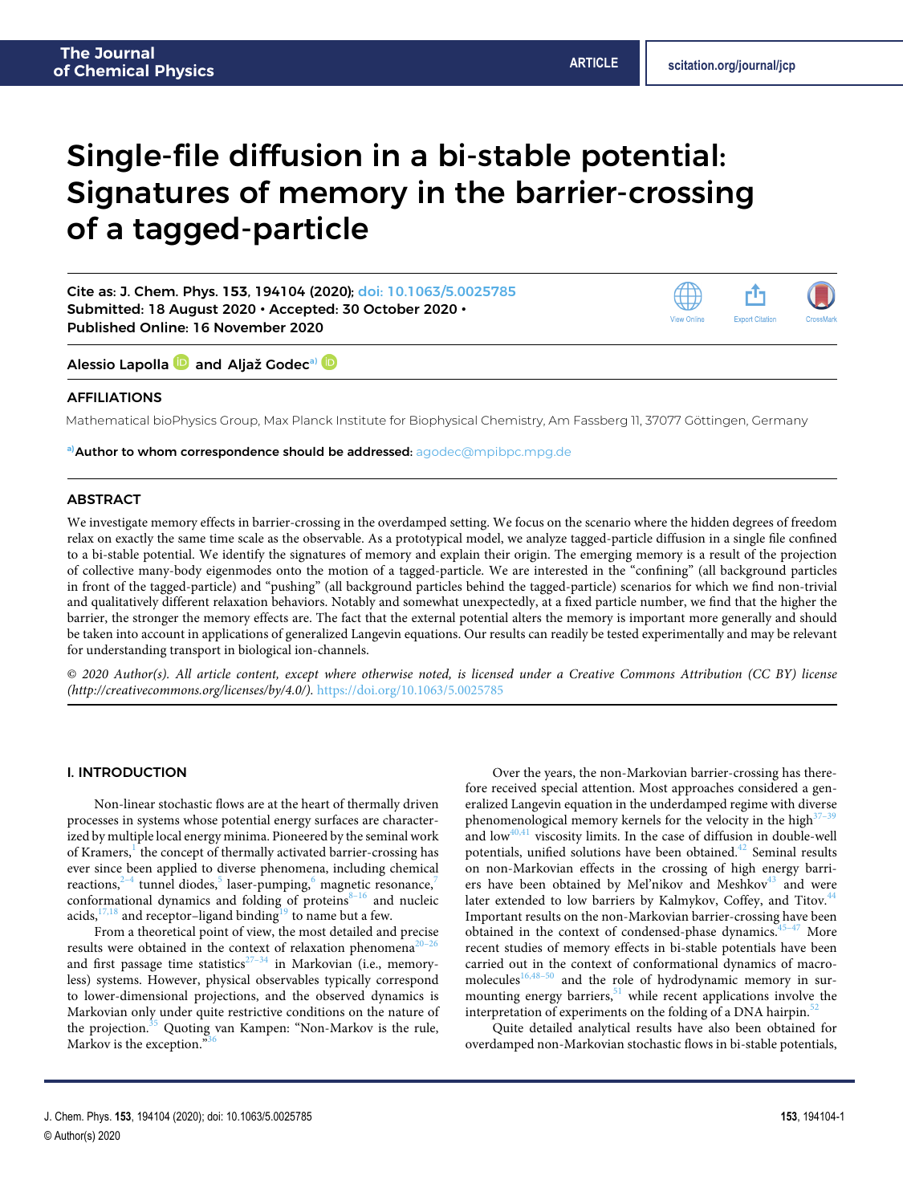# Single-file diffusion in a bi-stable potential: Signatures of memory in the barrier-crossing of a tagged-particle

Cite as: J. Chem. Phys. **153**, 194104 (2020); doi: 10.1063/5.0025785
Submitted: 18 August 2020 • Accepted: 30 October 2020 •
Published Online: 16 November 2020

Alessio Lapolla and Aljaž Godec[a]

## AFFILIATIONS

Mathematical bioPhysics Group, Max Planck Institute for Biophysical Chemistry, Am Fassberg 11, 37077 Göttingen, Germany

[a] **Author to whom correspondence should be addressed:** agodec@mpibpc.mpg.de

## ABSTRACT

We investigate memory effects in barrier-crossing in the overdamped setting. We focus on the scenario where the hidden degrees of freedom relax on exactly the same time scale as the observable. As a prototypical model, we analyze tagged-particle diffusion in a single file confined to a bi-stable potential. We identify the signatures of memory and explain their origin. The emerging memory is a result of the projection of collective many-body eigenmodes onto the motion of a tagged-particle. We are interested in the "confining" (all background particles in front of the tagged-particle) and "pushing" (all background particles behind the tagged-particle) scenarios for which we find non-trivial and qualitatively different relaxation behaviors. Notably and somewhat unexpectedly, at a fixed particle number, we find that the higher the barrier, the stronger the memory effects are. The fact that the external potential alters the memory is important more generally and should be taken into account in applications of generalized Langevin equations. Our results can readily be tested experimentally and may be relevant for understanding transport in biological ion-channels.

*© 2020 Author(s). All article content, except where otherwise noted, is licensed under a Creative Commons Attribution (CC BY) license (http://creativecommons.org/licenses/by/4.0/).* https://doi.org/10.1063/5.0025785

## I. INTRODUCTION

Non-linear stochastic flows are at the heart of thermally driven processes in systems whose potential energy surfaces are characterized by multiple local energy minima. Pioneered by the seminal work of Kramers,[1] the concept of thermally activated barrier-crossing has ever since been applied to diverse phenomena, including chemical reactions,[2–4] tunnel diodes,[5] laser-pumping,[6] magnetic resonance,[7] conformational dynamics and folding of proteins[8–16] and nucleic acids,[17,18] and receptor–ligand binding[19] to name but a few.

From a theoretical point of view, the most detailed and precise results were obtained in the context of relaxation phenomena[20–26] and first passage time statistics[27–34] in Markovian (i.e., memoryless) systems. However, physical observables typically correspond to lower-dimensional projections, and the observed dynamics is Markovian only under quite restrictive conditions on the nature of the projection.[35] Quoting van Kampen: "Non-Markov is the rule, Markov is the exception."[36]

Over the years, the non-Markovian barrier-crossing has therefore received special attention. Most approaches considered a generalized Langevin equation in the underdamped regime with diverse phenomenological memory kernels for the velocity in the high[37–39] and low[40,41] viscosity limits. In the case of diffusion in double-well potentials, unified solutions have been obtained.[42] Seminal results on non-Markovian effects in the crossing of high energy barriers have been obtained by Mel'nikov and Meshkov[43] and were later extended to low barriers by Kalmykov, Coffey, and Titov.[44] Important results on the non-Markovian barrier-crossing have been obtained in the context of condensed-phase dynamics.[45–47] More recent studies of memory effects in bi-stable potentials have been carried out in the context of conformational dynamics of macromolecules[16,48–50] and the role of hydrodynamic memory in surmounting energy barriers,[51] while recent applications involve the interpretation of experiments on the folding of a DNA hairpin.[52]

Quite detailed analytical results have also been obtained for overdamped non-Markovian stochastic flows in bi-stable potentials,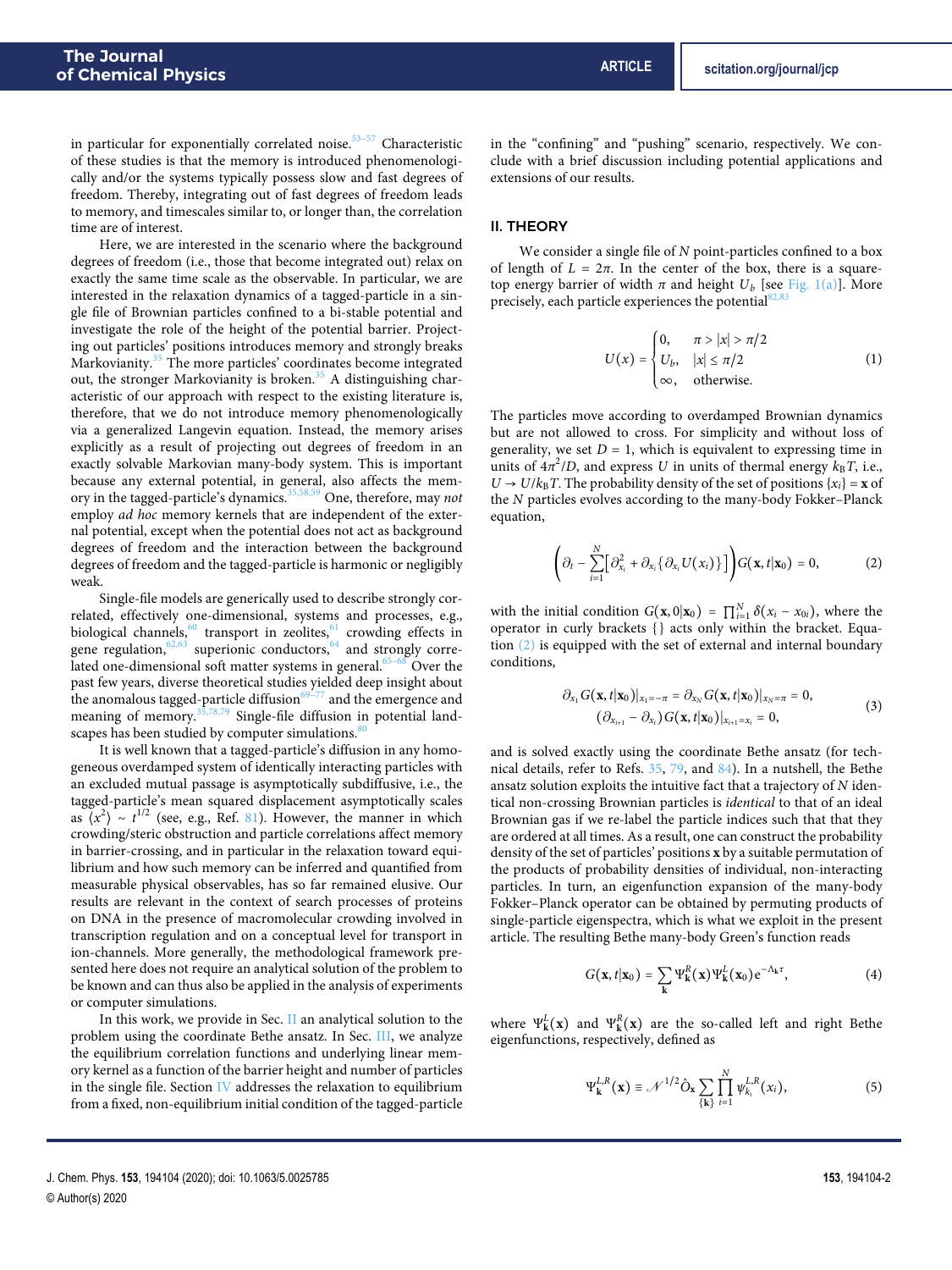in particular for exponentially correlated noise.[53–57] Characteristic of these studies is that the memory is introduced phenomenologically and/or the systems typically possess slow and fast degrees of freedom. Thereby, integrating out of fast degrees of freedom leads to memory, and timescales similar to, or longer than, the correlation time are of interest.

Here, we are interested in the scenario where the background degrees of freedom (i.e., those that become integrated out) relax on exactly the same time scale as the observable. In particular, we are interested in the relaxation dynamics of a tagged-particle in a single file of Brownian particles confined to a bi-stable potential and investigate the role of the height of the potential barrier. Projecting out particles' positions introduces memory and strongly breaks Markovianity.[35] The more particles' coordinates become integrated out, the stronger Markovianity is broken.[35] A distinguishing characteristic of our approach with respect to the existing literature is, therefore, that we do not introduce memory phenomenologically via a generalized Langevin equation. Instead, the memory arises explicitly as a result of projecting out degrees of freedom in an exactly solvable Markovian many-body system. This is important because any external potential, in general, also affects the memory in the tagged-particle's dynamics.[35,58,59] One, therefore, may *not* employ *ad hoc* memory kernels that are independent of the external potential, except when the potential does not act as background degrees of freedom and the interaction between the background degrees of freedom and the tagged-particle is harmonic or negligibly weak.

Single-file models are generically used to describe strongly correlated, effectively one-dimensional, systems and processes, e.g., biological channels,[60] transport in zeolites,[61] crowding effects in gene regulation,[62,63] superionic conductors,[64] and strongly correlated one-dimensional soft matter systems in general.[65–68] Over the past few years, diverse theoretical studies yielded deep insight about the anomalous tagged-particle diffusion[69–77] and the emergence and meaning of memory.[35,78,79] Single-file diffusion in potential landscapes has been studied by computer simulations.[80]

It is well known that a tagged-particle's diffusion in any homogeneous overdamped system of identically interacting particles with an excluded mutual passage is asymptotically subdiffusive, i.e., the tagged-particle's mean squared displacement asymptotically scales as $\langle x^2\rangle \sim t^{1/2}$ (see, e.g., Ref. 81). However, the manner in which crowding/steric obstruction and particle correlations affect memory in barrier-crossing, and in particular in the relaxation toward equilibrium and how such memory can be inferred and quantified from measurable physical observables, has so far remained elusive. Our results are relevant in the context of search processes of proteins on DNA in the presence of macromolecular crowding involved in transcription regulation and on a conceptual level for transport in ion-channels. More generally, the methodological framework presented here does not require an analytical solution of the problem to be known and can thus also be applied in the analysis of experiments or computer simulations.

In this work, we provide in Sec. II an analytical solution to the problem using the coordinate Bethe ansatz. In Sec. III, we analyze the equilibrium correlation functions and underlying linear memory kernel as a function of the barrier height and number of particles in the single file. Section IV addresses the relaxation to equilibrium from a fixed, non-equilibrium initial condition of the tagged-particle in the "confining" and "pushing" scenario, respectively. We conclude with a brief discussion including potential applications and extensions of our results.

## II. THEORY

We consider a single file of $N$ point-particles confined to a box of length of $L = 2\pi$. In the center of the box, there is a square-top energy barrier of width $\pi$ and height $U_b$ [see Fig. 1(a)]. More precisely, each particle experiences the potential[82,83]

$$U(x) = \begin{cases} 0, & \pi > |x| > \pi/2 \\ U_b, & |x| \leq \pi/2 \\ \infty, & \text{otherwise.} \end{cases} \tag{1}$$

The particles move according to overdamped Brownian dynamics but are not allowed to cross. For simplicity and without loss of generality, we set $D = 1$, which is equivalent to expressing time in units of $4\pi^2/D$, and express $U$ in units of thermal energy $k_B T$, i.e., $U \to U/k_B T$. The probability density of the set of positions $\{x_i\} = \mathbf{x}$ of the $N$ particles evolves according to the many-body Fokker–Planck equation,

$$\left(\partial_t - \sum_{i=1}^{N}\left[\partial_{x_i}^2 + \partial_{x_i}\{\partial_{x_i} U(x_i)\}\right]\right) G(\mathbf{x}, t|\mathbf{x}_0) = 0, \tag{2}$$

with the initial condition $G(\mathbf{x}, 0|\mathbf{x}_0) = \prod_{i=1}^{N} \delta(x_i - x_{0i})$, where the operator in curly brackets {} acts only within the bracket. Equation (2) is equipped with the set of external and internal boundary conditions,

$$\begin{aligned} \partial_{x_1} G(\mathbf{x}, t|\mathbf{x}_0)|_{x_1=-\pi} = \partial_{x_N} G(\mathbf{x}, t|\mathbf{x}_0)|_{x_N=\pi} = 0, \\ (\partial_{x_{i+1}} - \partial_{x_i}) G(\mathbf{x}, t|\mathbf{x}_0)|_{x_{i+1}=x_i} = 0, \end{aligned} \tag{3}$$

and is solved exactly using the coordinate Bethe ansatz (for technical details, refer to Refs. 35, 79, and 84). In a nutshell, the Bethe ansatz solution exploits the intuitive fact that a trajectory of $N$ identical non-crossing Brownian particles is *identical* to that of an ideal Brownian gas if we re-label the particle indices such that that they are ordered at all times. As a result, one can construct the probability density of the set of particles' positions $\mathbf{x}$ by a suitable permutation of the products of probability densities of individual, non-interacting particles. In turn, an eigenfunction expansion of the many-body Fokker–Planck operator can be obtained by permuting products of single-particle eigenspectra, which is what we exploit in the present article. The resulting Bethe many-body Green's function reads

$$G(\mathbf{x}, t|\mathbf{x}_0) = \sum_{\mathbf{k}} \Psi_{\mathbf{k}}^{R}(\mathbf{x}) \Psi_{\mathbf{k}}^{L}(\mathbf{x}_0) \mathrm{e}^{-\Lambda_{\mathbf{k}} \tau}, \tag{4}$$

where $\Psi_{\mathbf{k}}^{L}(\mathbf{x})$ and $\Psi_{\mathbf{k}}^{R}(\mathbf{x})$ are the so-called left and right Bethe eigenfunctions, respectively, defined as

$$\Psi_{\mathbf{k}}^{L,R}(\mathbf{x}) \equiv \mathcal{N}^{1/2} \hat{O}_{\mathbf{x}} \sum_{\{\mathbf{k}\}} \prod_{i=1}^{N} \psi_{k_i}^{L,R}(x_i), \tag{5}$$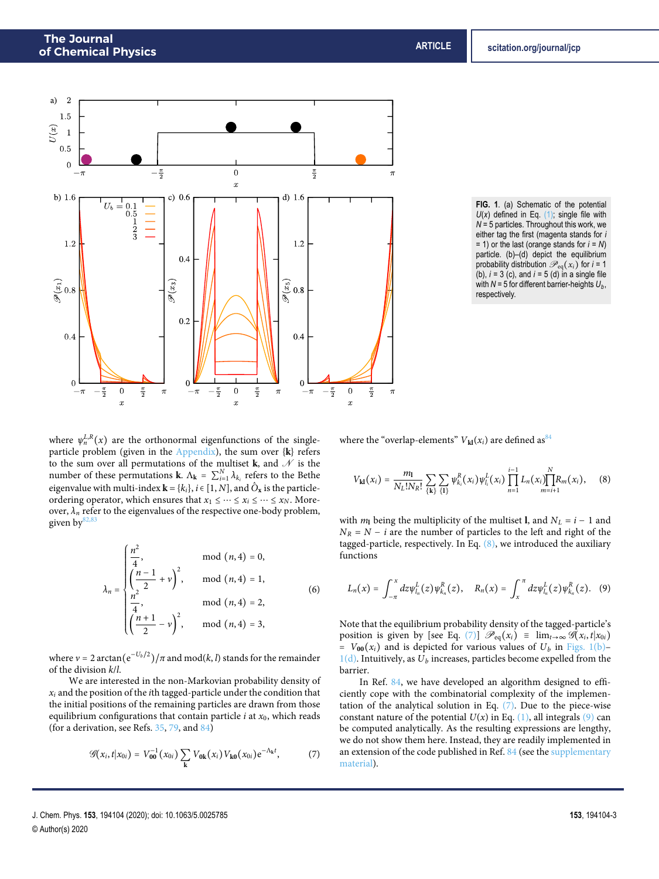**FIG. 1**. (a) Schematic of the potential $U(x)$ defined in Eq. (1); single file with $N = 5$ particles. Throughout this work, we either tag the first (magenta stands for $i = 1$) or the last (orange stands for $i = N$) particle. (b)–(d) depict the equilibrium probability distribution $\mathscr{P}_{\rm eq}(x_i)$ for $i = 1$ (b), $i = 3$ (c), and $i = 5$ (d) in a single file with $N = 5$ for different barrier-heights $U_b$, respectively.

where $\psi_n^{L,R}(x)$ are the orthonormal eigenfunctions of the single-particle problem (given in the Appendix), the sum over $\{\mathbf{k}\}$ refers to the sum over all permutations of the multiset $\mathbf{k}$, $\Lambda_{\mathbf{k}} = \sum_{i=1}^{N} \lambda_{k_i}$ refers to the Bethe eigenvalue with multi-index $\mathbf{k} = \{k_i\}, i \in [1, N]$, and $\hat{O}_{\mathbf{x}}$ is the particle-ordering operator, which ensures that $x_1 \leq \cdots \leq x_i \leq \cdots \leq x_N$. Moreover, $\lambda_n$ refer to the eigenvalues of the respective one-body problem, given by[82,83]

$$
\lambda_n = \begin{cases}
\dfrac{n^2}{4}, & \bmod(n,4) = 0, \\[2mm]
\left(\dfrac{n-1}{2} + \nu\right)^2, & \bmod(n,4) = 1, \\[2mm]
\dfrac{n^2}{4}, & \bmod(n,4) = 2, \\[2mm]
\left(\dfrac{n+1}{2} - \nu\right)^2, & \bmod(n,4) = 3,
\end{cases}
\tag{6}
$$

where $\nu = 2\arctan(\mathrm{e}^{-U_b/2})/\pi$ and $\bmod(k, l)$ stands for the remainder of the division $k/l$.

We are interested in the non-Markovian probability density of $x_i$ and the position of the $i$th tagged-particle under the condition that the initial positions of the remaining particles are drawn from those equilibrium configurations that contain particle $i$ at $x_0$, which reads (for a derivation, see Refs. 35, 79, and 84)

$$
\mathscr{G}(x_i, t|x_{0i}) = V_{\mathbf{00}}^{-1}(x_{0i}) \sum_{\mathbf{k}} V_{\mathbf{0k}}(x_i) V_{\mathbf{k0}}(x_{0i}) \mathrm{e}^{-\Lambda_{\mathbf{k}} t},
\tag{7}
$$

where the "overlap-elements" $V_{\mathbf{kl}}(x_i)$ are defined as[84]

$$
V_{\mathbf{kl}}(x_i) = \frac{m_{\mathbf{l}}}{N_L! N_R!} \sum_{\{\mathbf{k}\}} \sum_{\{\mathbf{l}\}} \psi_{k_i}^R(x_i) \psi_{l_i}^L(x_i) \prod_{n=1}^{i-1} L_n(x_i) \prod_{m=i+1}^{N} R_m(x_i),
\tag{8}
$$

with $m_{\mathbf{l}}$ being the multiplicity of the multiset $\mathbf{l}$, and $N_L = i - 1$ and $N_R = N - i$ are the number of particles to the left and right of the tagged-particle, respectively. In Eq. (8), we introduced the auxiliary functions

$$
L_n(x) = \int_{-\pi}^{x} dz \psi_{l_n}^L(z) \psi_{k_n}^R(z), \quad R_n(x) = \int_{x}^{\pi} dz \psi_{l_n}^L(z) \psi_{k_n}^R(z).
\tag{9}
$$

Note that the equilibrium probability density of the tagged-particle's position is given by [see Eq. (7)] $\mathscr{P}_{\rm eq}(x_i) \equiv \lim_{t\to\infty} \mathscr{G}(x_i, t|x_{0i}) = V_{\mathbf{00}}(x_i)$ and is depicted for various values of $U_b$ in Figs. 1(b)–1(d). Intuitively, as $U_b$ increases, particles become expelled from the barrier.

In Ref. 84, we have developed an algorithm designed to efficiently cope with the combinatorial complexity of the implementation of the analytical solution in Eq. (7). Due to the piece-wise constant nature of the potential $U(x)$ in Eq. (1), all integrals (9) can be computed analytically. As the resulting expressions are lengthy, we do not show them here. Instead, they are readily implemented in an extension of the code published in Ref. 84 (see the supplementary material).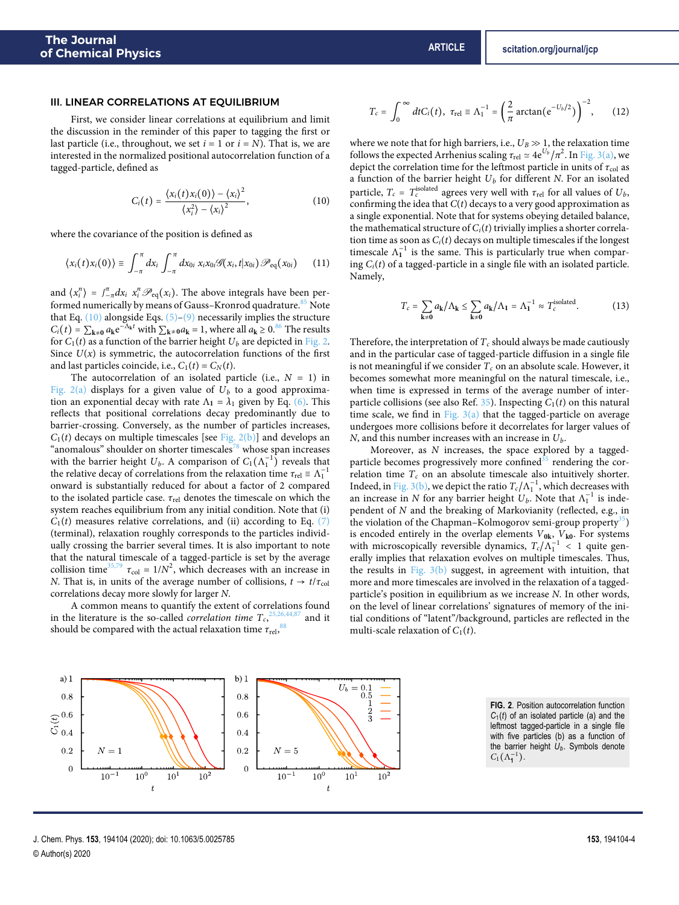## III. LINEAR CORRELATIONS AT EQUILIBRIUM

First, we consider linear correlations at equilibrium and limit the discussion in the reminder of this paper to tagging the first or last particle (i.e., throughout, we set $i = 1$ or $i = N$). That is, we are interested in the normalized positional autocorrelation function of a tagged-particle, defined as

$$C_i(t) = \frac{\langle x_i(t)x_i(0)\rangle - \langle x_i\rangle^2}{\langle x_i^2\rangle - \langle x_i\rangle^2}, \tag{10}$$

where the covariance of the position is defined as

$$\langle x_i(t)x_i(0)\rangle \equiv \int_{-\pi}^{\pi} dx_i \int_{-\pi}^{\pi} dx_{0i}\, x_i x_{0i} \mathscr{G}(x_i, t|x_{0i})\mathscr{P}_{\rm eq}(x_{0i}) \tag{11}$$

and $\langle x_i^n\rangle = \int_{-\pi}^{\pi} dx_i\, x_i^n \mathscr{P}_{\rm eq}(x_i)$. The above integrals have been performed numerically by means of Gauss–Kronrod quadrature.[85] Note that Eq. (10) alongside Eqs. (5)–(9) necessarily implies the structure $C_i(t) = \sum_{\mathbf{k}\neq\mathbf{0}} a_{\mathbf{k}} e^{-\Lambda_{\mathbf{k}} t}$ with $\sum_{\mathbf{k}\neq\mathbf{0}} a_{\mathbf{k}} = 1$, where all $a_{\mathbf{k}} \geq 0$.[86] The results for $C_1(t)$ as a function of the barrier height $U_b$ are depicted in Fig. 2. Since $U(x)$ is symmetric, the autocorrelation functions of the first and last particles coincide, i.e., $C_1(t) = C_N(t)$.

The autocorrelation of an isolated particle (i.e., $N = 1$) in Fig. 2(a) displays for a given value of $U_b$ to a good approximation an exponential decay with rate $\Lambda_1 = \lambda_1$ given by Eq. (6). This reflects that positional correlations decay predominantly due to barrier-crossing. Conversely, as the number of particles increases, $C_1(t)$ decays on multiple timescales [see Fig. 2(b)] and develops an "anomalous" shoulder on shorter timescales[78] whose span increases with the barrier height $U_b$. A comparison of $C_1(\Lambda_1^{-1})$ reveals that the relative decay of correlations from the relaxation time $\tau_{\rm rel} \equiv \Lambda_1^{-1}$ onward is substantially reduced for about a factor of 2 compared to the isolated particle case. $\tau_{\rm rel}$ denotes the timescale on which the system reaches equilibrium from any initial condition. Note that (i) $C_1(t)$ measures relative correlations, and (ii) according to Eq. (7) (terminal), relaxation roughly corresponds to the particles individually crossing the barrier several times. It is also important to note that the natural timescale of a tagged-particle is set by the average collision time[35,79] $\tau_{\rm col} = 1/N^2$, which decreases with an increase in $N$. That is, in units of the average number of collisions, $t \to t/\tau_{\rm col}$ correlations decay more slowly for larger $N$.

A common means to quantify the extent of correlations found in the literature is the so-called *correlation time* $T_c$,[25,26,44,87] and it should be compared with the actual relaxation time $\tau_{\rm rel}$,[88]

$$T_c = \int_0^\infty dt C_i(t),\ \ \tau_{\rm rel} \equiv \Lambda_1^{-1} = \left(\frac{2}{\pi}\arctan(e^{-U_b/2})\right)^{-2}, \tag{12}$$

where we note that for high barriers, i.e., $U_B \gg 1$, the relaxation time follows the expected Arrhenius scaling $\tau_{\rm rel} \simeq 4e^{U_b}/\pi^2$. In Fig. 3(a), we depict the correlation time for the leftmost particle in units of $\tau_{\rm col}$ as a function of the barrier height $U_b$ for different $N$. For an isolated particle, $T_c = T_c^{\rm isolated}$ agrees very well with $\tau_{\rm rel}$ for all values of $U_b$, confirming the idea that $C(t)$ decays to a very good approximation as a single exponential. Note that for systems obeying detailed balance, the mathematical structure of $C_i(t)$ trivially implies a shorter correlation time as soon as $C_i(t)$ decays on multiple timescales if the longest timescale $\Lambda_{\mathbf{1}}^{-1}$ is the same. This is particularly true when comparing $C_i(t)$ of a tagged-particle in a single file with an isolated particle. Namely,

$$T_c = \sum_{\mathbf{k}\neq\mathbf{0}} a_{\mathbf{k}}/\Lambda_{\mathbf{k}} \leq \sum_{\mathbf{k}\neq\mathbf{0}} a_{\mathbf{k}}/\Lambda_{\mathbf{1}} = \Lambda_{\mathbf{1}}^{-1} \approx T_c^{\rm isolated}. \tag{13}$$

Therefore, the interpretation of $T_c$ should always be made cautiously and in the particular case of tagged-particle diffusion in a single file is not meaningful if we consider $T_c$ on an absolute scale. However, it becomes somewhat more meaningful on the natural timescale, i.e., when time is expressed in terms of the average number of interparticle collisions (see also Ref. 35). Inspecting $C_1(t)$ on this natural time scale, we find in Fig. 3(a) that the tagged-particle on average undergoes more collisions before it decorrelates for larger values of $N$, and this number increases with an increase in $U_b$.

Moreover, as $N$ increases, the space explored by a tagged-particle becomes progressively more confined[35] rendering the correlation time $T_c$ on an absolute timescale also intuitively shorter. Indeed, in Fig. 3(b), we depict the ratio $T_c/\Lambda_1^{-1}$, which decreases with an increase in $N$ for any barrier height $U_b$. Note that $\Lambda_1^{-1}$ is independent of $N$ and the breaking of Markovianity (reflected, e.g., in the violation of the Chapman–Kolmogorov semi-group property[35]) is encoded entirely in the overlap elements $V_{\mathbf{0k}}$, $V_{\mathbf{k0}}$. For systems with microscopically reversible dynamics, $T_c/\Lambda_1^{-1} < 1$ quite generally implies that relaxation evolves on multiple timescales. Thus, the results in Fig. 3(b) suggest, in agreement with intuition, that more and more timescales are involved in the relaxation of a tagged-particle's position in equilibrium as we increase $N$. In other words, on the level of linear correlations' signatures of memory of the initial conditions of "latent"/background, particles are reflected in the multi-scale relaxation of $C_1(t)$.

**FIG. 2.** Position autocorrelation function $C_1(t)$ of an isolated particle (a) and the leftmost tagged-particle in a single file with five particles (b) as a function of the barrier height $U_b$. Symbols denote $C_1(\Lambda_1^{-1})$.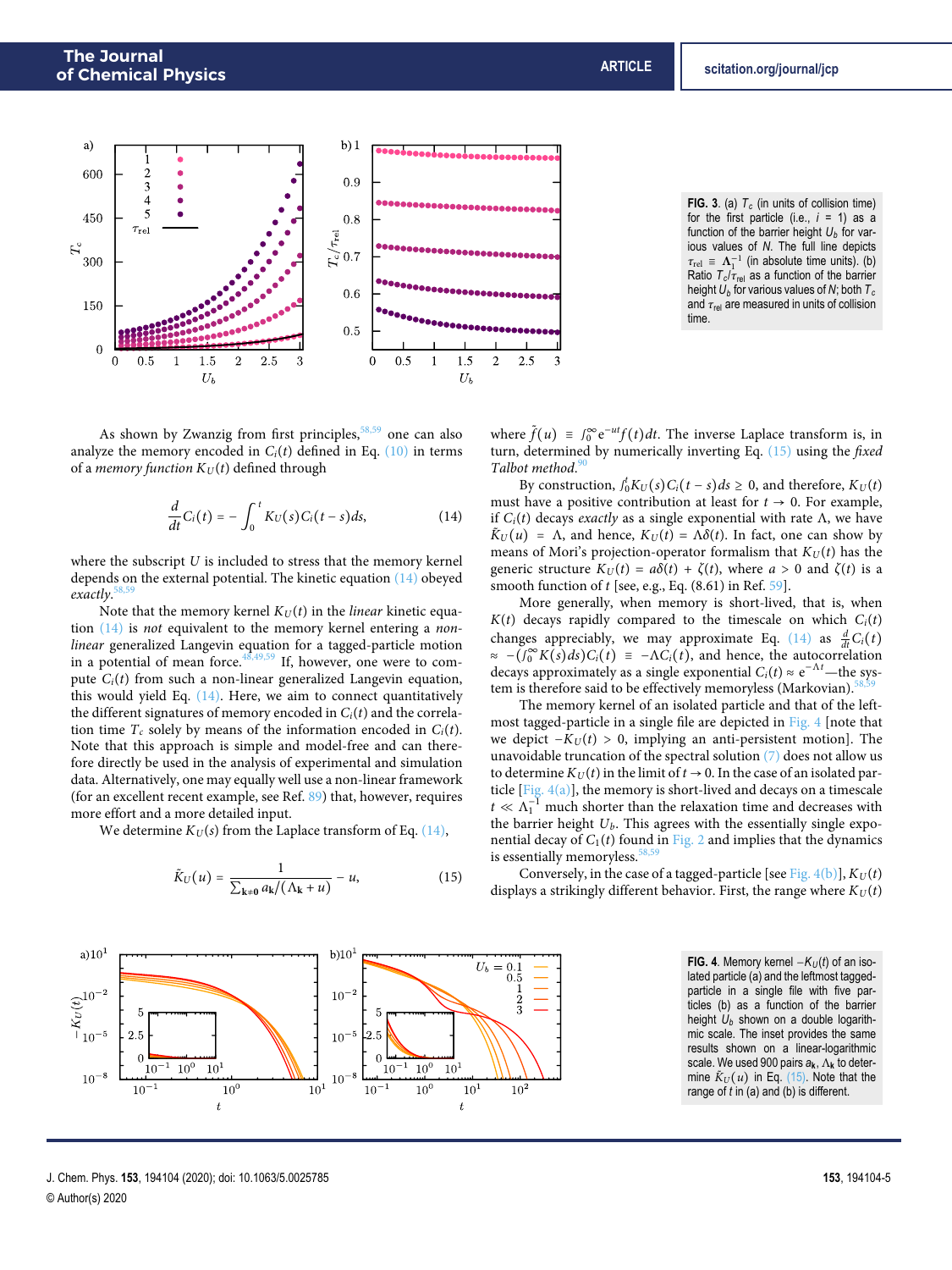FIG. 3. (a) $T_c$ (in units of collision time) for the first particle (i.e., $i = 1$) as a function of the barrier height $U_b$ for various values of $N$. The full line depicts $\tau_{\rm rel} \equiv \Lambda_1^{-1}$ (in absolute time units). (b) Ratio $T_c/\tau_{\rm rel}$ as a function of the barrier height $U_b$ for various values of $N$; both $T_c$ and $\tau_{\rm rel}$ are measured in units of collision time.

As shown by Zwanzig from first principles,[58,59] one can also analyze the memory encoded in $C_i(t)$ defined in Eq. (10) in terms of a *memory function* $K_U(t)$ defined through

$$\frac{d}{dt}C_i(t) = -\int_0^t K_U(s)C_i(t-s)ds, \tag{14}$$

where the subscript $U$ is included to stress that the memory kernel depends on the external potential. The kinetic equation (14) obeyed *exactly*.[58,59]

Note that the memory kernel $K_U(t)$ in the *linear* kinetic equation (14) is *not* equivalent to the memory kernel entering a *non-linear* generalized Langevin equation for a tagged-particle motion in a potential of mean force.[48,49,59] If, however, one were to compute $C_i(t)$ from such a non-linear generalized Langevin equation, this would yield Eq. (14). Here, we aim to connect quantitatively the different signatures of memory encoded in $C_i(t)$ and the correlation time $T_c$ solely by means of the information encoded in $C_i(t)$. Note that this approach is simple and model-free and can therefore directly be used in the analysis of experimental and simulation data. Alternatively, one may equally well use a non-linear framework (for an excellent recent example, see Ref. 89) that, however, requires more effort and a more detailed input.

We determine $K_U(s)$ from the Laplace transform of Eq. (14),

$$\tilde{K}_U(u) = \frac{1}{\sum_{\mathbf{k}\neq 0} a_{\mathbf{k}}/(\Lambda_{\mathbf{k}}+u)} - u, \tag{15}$$

where $\tilde{f}(u) \equiv \int_0^\infty e^{-ut}f(t)dt$. The inverse Laplace transform is, in turn, determined by numerically inverting Eq. (15) using the *fixed Talbot method*.[90]

By construction, $\int_0^t K_U(s)C_i(t-s)ds \geq 0$, and therefore, $K_U(t)$ must have a positive contribution at least for $t \to 0$. For example, if $C_i(t)$ decays *exactly* as a single exponential with rate $\Lambda$, we have $\tilde{K}_U(u) = \Lambda$, and hence, $K_U(t) = \Lambda\delta(t)$. In fact, one can show by means of Mori's projection-operator formalism that $K_U(t)$ has the generic structure $K_U(t) = a\delta(t) + \zeta(t)$, where $a > 0$ and $\zeta(t)$ is a smooth function of $t$ [see, e.g., Eq. (8.61) in Ref. 59].

More generally, when memory is short-lived, that is, when $K(t)$ decays rapidly compared to the timescale on which $C_i(t)$ changes appreciably, we may approximate Eq. (14) as $\frac{d}{dt}C_i(t) \approx -(\int_0^\infty K(s)ds)C_i(t) \equiv -\Lambda C_i(t)$, and hence, the autocorrelation decays approximately as a single exponential $C_i(t) \approx e^{-\Lambda t}$—the system is therefore said to be effectively memoryless (Markovian).[58,59]

The memory kernel of an isolated particle and that of the leftmost tagged-particle in a single file are depicted in Fig. 4 [note that we depict $-K_U(t) > 0$, implying an anti-persistent motion]. The unavoidable truncation of the spectral solution (7) does not allow us to determine $K_U(t)$ in the limit of $t \to 0$. In the case of an isolated particle [Fig. 4(a)], the memory is short-lived and decays on a timescale $t \ll \Lambda_1^{-1}$ much shorter than the relaxation time and decreases with the barrier height $U_b$. This agrees with the essentially single exponential decay of $C_1(t)$ found in Fig. 2 and implies that the dynamics is essentially memoryless.[58,59]

Conversely, in the case of a tagged-particle [see Fig. 4(b)], $K_U(t)$ displays a strikingly different behavior. First, the range where $K_U(t)$

FIG. 4. Memory kernel $-K_U(t)$ of an isolated particle (a) and the leftmost tagged-particle in a single file with five particles (b) as a function of the barrier height $U_b$ shown on a double logarithmic scale. The inset provides the same results shown on a linear-logarithmic scale. We used 900 pairs $a_{\mathbf{k}}$, $\Lambda_{\mathbf{k}}$ to determine $\tilde{K}_U(u)$ in Eq. (15). Note that the range of $t$ in (a) and (b) is different.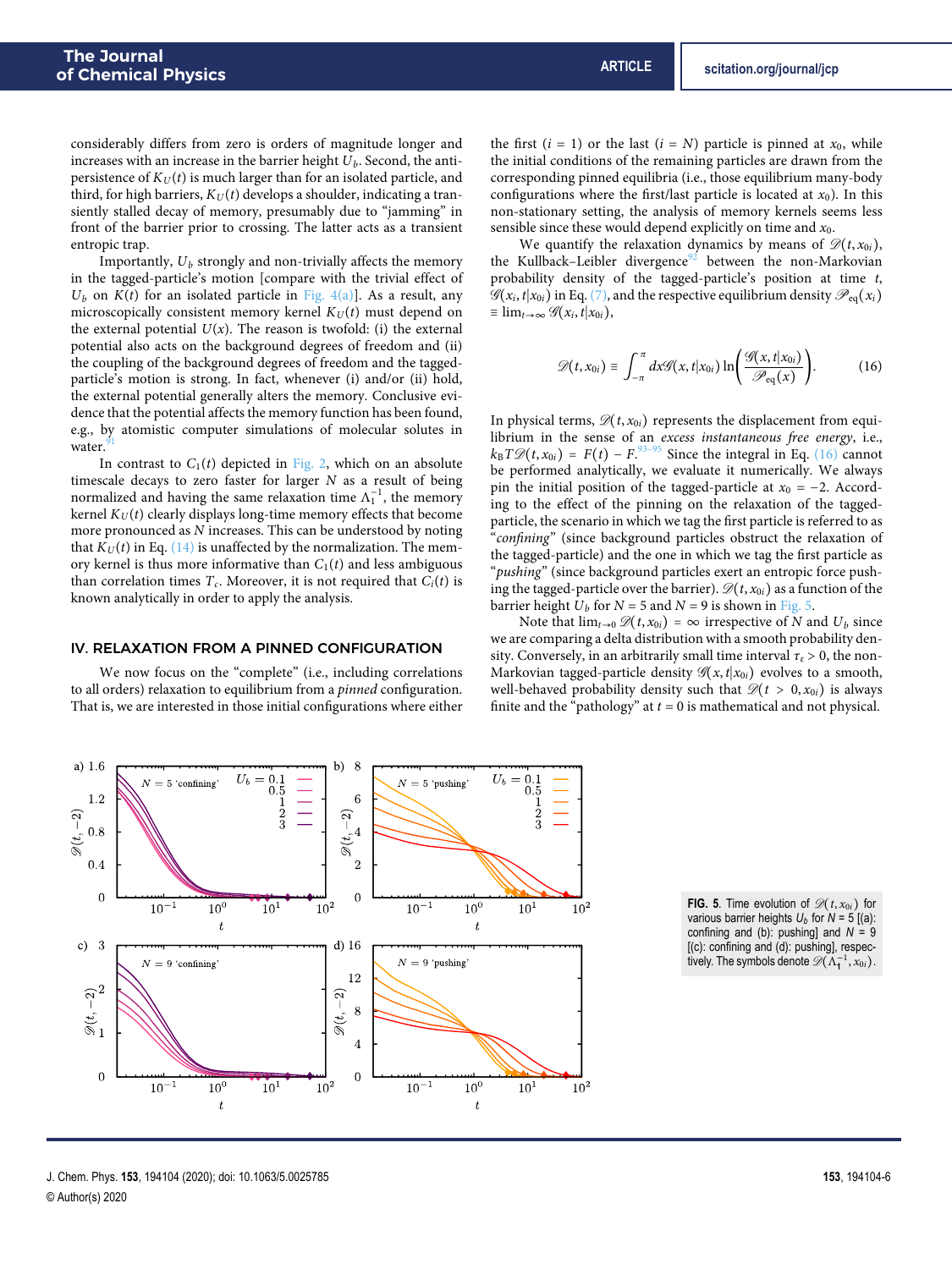considerably differs from zero is orders of magnitude longer and increases with an increase in the barrier height $U_b$. Second, the anti-persistence of $K_U(t)$ is much larger than for an isolated particle, and third, for high barriers, $K_U(t)$ develops a shoulder, indicating a transiently stalled decay of memory, presumably due to "jamming" in front of the barrier prior to crossing. The latter acts as a transient entropic trap.

Importantly, $U_b$ strongly and non-trivially affects the memory in the tagged-particle's motion [compare with the trivial effect of $U_b$ on $K(t)$ for an isolated particle in Fig. 4(a)]. As a result, any microscopically consistent memory kernel $K_U(t)$ must depend on the external potential $U(x)$. The reason is twofold: (i) the external potential also acts on the background degrees of freedom and (ii) the coupling of the background degrees of freedom and the tagged-particle's motion is strong. In fact, whenever (i) and/or (ii) hold, the external potential generally alters the memory. Conclusive evidence that the potential affects the memory function has been found, e.g., by atomistic computer simulations of molecular solutes in water.[91]

In contrast to $C_1(t)$ depicted in Fig. 2, which on an absolute timescale decays to zero faster for larger $N$ as a result of being normalized and having the same relaxation time $\Lambda_1^{-1}$, the memory kernel $K_U(t)$ clearly displays long-time memory effects that become more pronounced as $N$ increases. This can be understood by noting that $K_U(t)$ in Eq. (14) is unaffected by the normalization. The memory kernel is thus more informative than $C_1(t)$ and less ambiguous than correlation times $T_c$. Moreover, it is not required that $C_i(t)$ is known analytically in order to apply the analysis.

## IV. RELAXATION FROM A PINNED CONFIGURATION

We now focus on the "complete" (i.e., including correlations to all orders) relaxation to equilibrium from a *pinned* configuration. That is, we are interested in those initial configurations where either the first ($i = 1$) or the last ($i = N$) particle is pinned at $x_0$, while the initial conditions of the remaining particles are drawn from the corresponding pinned equilibria (i.e., those equilibrium many-body configurations where the first/last particle is located at $x_0$). In this non-stationary setting, the analysis of memory kernels seems less sensible since these would depend explicitly on time and $x_0$.

We quantify the relaxation dynamics by means of $\mathscr{D}(t, x_{0i})$, the Kullback–Leibler divergence[92] between the non-Markovian probability density of the tagged-particle's position at time $t$, $\mathscr{G}(x_i, t|x_{0i})$ in Eq. (7), and the respective equilibrium density $\mathscr{P}_{\text{eq}}(x_i) \equiv \lim_{t\to\infty} \mathscr{G}(x_i, t|x_{0i})$,

$$\mathscr{D}(t, x_{0i}) \equiv \int_{-\pi}^{\pi} dx \mathscr{G}(x, t|x_{0i}) \ln\left(\frac{\mathscr{G}(x, t|x_{0i})}{\mathscr{P}_{\text{eq}}(x)}\right). \tag{16}$$

In physical terms, $\mathscr{D}(t, x_{0i})$ represents the displacement from equilibrium in the sense of an *excess instantaneous free energy*, i.e., $k_B T \mathscr{D}(t, x_{0i}) = F(t) - F$.[93–95] Since the integral in Eq. (16) cannot be performed analytically, we evaluate it numerically. We always pin the initial position of the tagged-particle at $x_0 = -2$. According to the effect of the pinning on the relaxation of the tagged-particle, the scenario in which we tag the first particle is referred to as "*confining*" (since background particles obstruct the relaxation of the tagged-particle) and the one in which we tag the first particle as "*pushing*" (since background particles exert an entropic force pushing the tagged-particle over the barrier). $\mathscr{D}(t, x_{0i})$ as a function of the barrier height $U_b$ for $N = 5$ and $N = 9$ is shown in Fig. 5.

Note that $\lim_{t\to 0} \mathscr{D}(t, x_{0i}) = \infty$ irrespective of $N$ and $U_b$ since we are comparing a delta distribution with a smooth probability density. Conversely, in an arbitrarily small time interval $\tau_\epsilon > 0$, the non-Markovian tagged-particle density $\mathscr{G}(x, t|x_{0i})$ evolves to a smooth, well-behaved probability density such that $\mathscr{D}(t > 0, x_{0i})$ is always finite and the "pathology" at $t = 0$ is mathematical and not physical.

**FIG. 5**. Time evolution of $\mathscr{D}(t, x_{0i})$ for various barrier heights $U_b$ for $N = 5$ [(a): confining and (b): pushing] and $N = 9$ [(c): confining and (d): pushing], respectively. The symbols denote $\mathscr{D}(\Lambda_1^{-1}, x_{0i})$.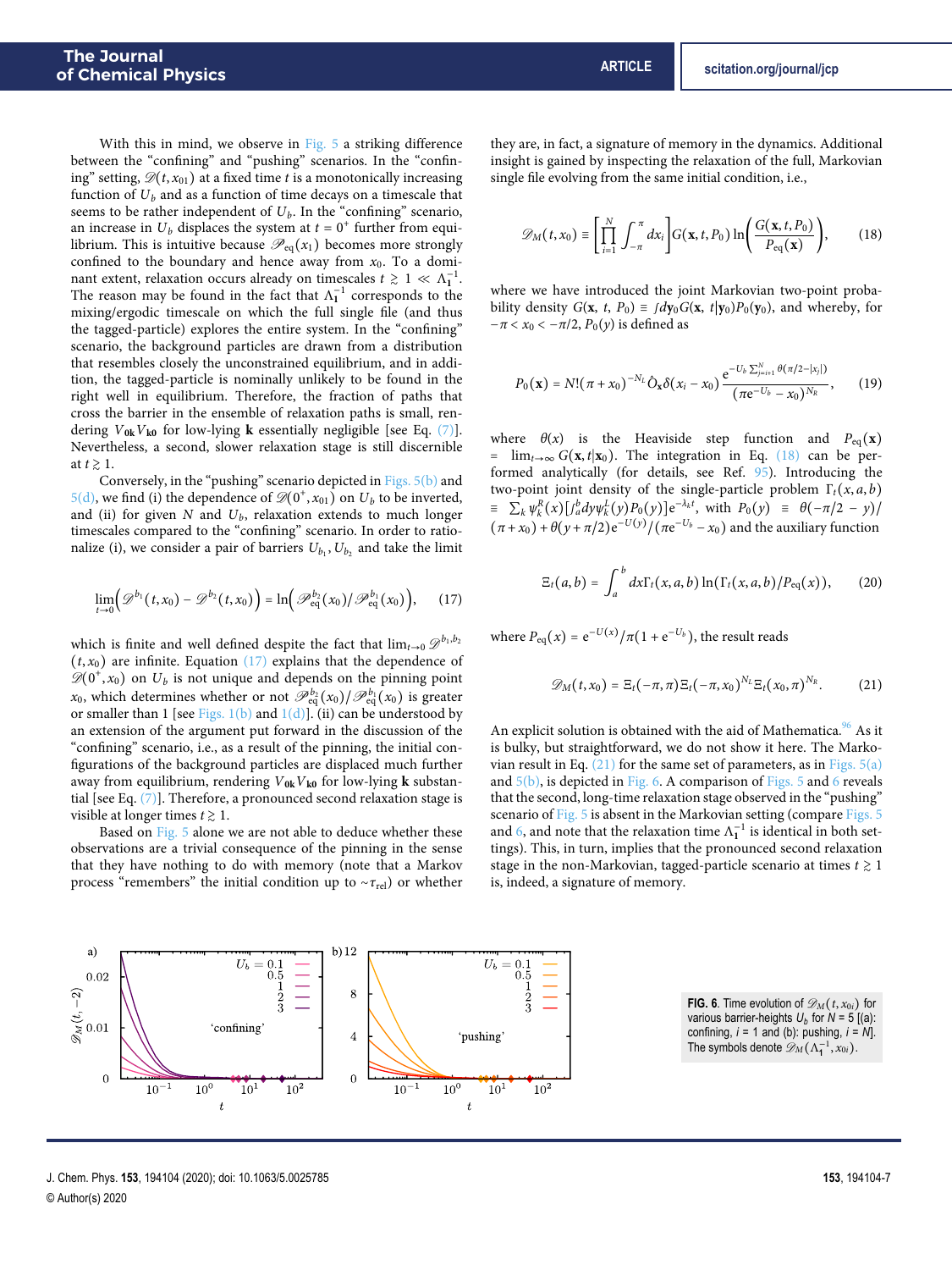With this in mind, we observe in Fig. 5 a striking difference between the "confining" and "pushing" scenarios. In the "confining" setting, $\mathscr{D}(t, x_{01})$ at a fixed time $t$ is a monotonically increasing function of $U_b$ and as a function of time decays on a timescale that seems to be rather independent of $U_b$. In the "confining" scenario, an increase in $U_b$ displaces the system at $t = 0^+$ further from equilibrium. This is intuitive because $\mathscr{P}_{\rm eq}(x_1)$ becomes more strongly confined to the boundary and hence away from $x_0$. To a dominant extent, relaxation occurs already on timescales $t \gtrsim 1 \ll \Lambda_1^{-1}$. The reason may be found in the fact that $\Lambda_1^{-1}$ corresponds to the mixing/ergodic timescale on which the full single file (and thus the tagged-particle) explores the entire system. In the "confining" scenario, the background particles are drawn from a distribution that resembles closely the unconstrained equilibrium, and in addition, the tagged-particle is nominally unlikely to be found in the right well in equilibrium. Therefore, the fraction of paths that cross the barrier in the ensemble of relaxation paths is small, rendering $V_{0\mathbf{k}}V_{\mathbf{k}0}$ for low-lying $\mathbf{k}$ essentially negligible [see Eq. (7)]. Nevertheless, a second, slower relaxation stage is still discernible at $t \gtrsim 1$.

Conversely, in the "pushing" scenario depicted in Figs. 5(b) and 5(d), we find (i) the dependence of $\mathscr{D}(0^+, x_{01})$ on $U_b$ to be inverted, and (ii) for given $N$ and $U_b$, relaxation extends to much longer timescales compared to the "confining" scenario. In order to rationalize (i), we consider a pair of barriers $U_{b_1}, U_{b_2}$ and take the limit

$$\lim_{t\to 0}\left(\mathscr{D}^{b_1}(t, x_0) - \mathscr{D}^{b_2}(t, x_0)\right) = \ln\left(\mathscr{P}^{b_2}_{\rm eq}(x_0)/\mathscr{P}^{b_1}_{\rm eq}(x_0)\right), \qquad (17)$$

which is finite and well defined despite the fact that $\lim_{t\to 0}\mathscr{D}^{b_1,b_2}(t, x_0)$ are infinite. Equation (17) explains that the dependence of $\mathscr{D}(0^+, x_0)$ on $U_b$ is not unique and depends on the pinning point $x_0$, which determines whether or not $\mathscr{P}^{b_2}_{\rm eq}(x_0)/\mathscr{P}^{b_1}_{\rm eq}(x_0)$ is greater or smaller than 1 [see Figs. 1(b) and 1(d)]. (ii) can be understood by an extension of the argument put forward in the discussion of the "confining" scenario, i.e., as a result of the pinning, the initial configurations of the background particles are displaced much further away from equilibrium, rendering $V_{0\mathbf{k}}V_{\mathbf{k}0}$ for low-lying $\mathbf{k}$ substantial [see Eq. (7)]. Therefore, a pronounced second relaxation stage is visible at longer times $t \gtrsim 1$.

Based on Fig. 5 alone we are not able to deduce whether these observations are a trivial consequence of the pinning in the sense that they have nothing to do with memory (note that a Markov process "remembers" the initial condition up to $\sim\tau_{\rm rel}$) or whether they are, in fact, a signature of memory in the dynamics. Additional insight is gained by inspecting the relaxation of the full, Markovian single file evolving from the same initial condition, i.e.,

$$\mathscr{D}_M(t, x_0) \equiv \left[\prod_{i=1}^{N}\int_{-\pi}^{\pi}dx_i\right]G(\mathbf{x}, t, P_0)\ln\left(\frac{G(\mathbf{x}, t, P_0)}{P_{\rm eq}(\mathbf{x})}\right), \qquad (18)$$

where we have introduced the joint Markovian two-point probability density $G(\mathbf{x}, t, P_0) \equiv \int d\mathbf{y}_0 G(\mathbf{x}, t|\mathbf{y}_0)P_0(\mathbf{y}_0)$, and whereby, for $-\pi < x_0 < -\pi/2$, $P_0(y)$ is defined as

$$P_0(\mathbf{x}) = N!(\pi + x_0)^{-N_L}\hat{O}_{\mathbf{x}}\delta(x_i - x_0)\frac{e^{-U_b\sum_{j=i+1}^{N}\theta(\pi/2-|x_j|)}}{(\pi e^{-U_b} - x_0)^{N_R}}, \qquad (19)$$

where $\theta(x)$ is the Heaviside step function and $P_{\rm eq}(\mathbf{x}) = \lim_{t\to\infty}G(\mathbf{x}, t|\mathbf{x}_0)$. The integration in Eq. (18) can be performed analytically (for details, see Ref. 95). Introducing the two-point joint density of the single-particle problem $\Gamma_t(x, a, b) \equiv \sum_k \psi_k^R(x)[\int_a^b dy\psi_k^L(y)P_0(y)]e^{-\lambda_k t}$, with $P_0(y) \equiv \theta(-\pi/2 - y)/(\pi + x_0) + \theta(y + \pi/2)e^{-U(y)}/(\pi e^{-U_b} - x_0)$ and the auxiliary function

$$\Xi_t(a, b) = \int_a^b dx\Gamma_t(x, a, b)\ln(\Gamma_t(x, a, b)/P_{\rm eq}(x)), \qquad (20)$$

where $P_{\rm eq}(x) = e^{-U(x)}/\pi(1 + e^{-U_b})$, the result reads

$$\mathscr{D}_M(t, x_0) = \Xi_t(-\pi, \pi)\Xi_t(-\pi, x_0)^{N_L}\Xi_t(x_0, \pi)^{N_R}. \qquad (21)$$

An explicit solution is obtained with the aid of Mathematica.[96] As it is bulky, but straightforward, we do not show it here. The Markovian result in Eq. (21) for the same set of parameters, as in Figs. 5(a) and 5(b), is depicted in Fig. 6. A comparison of Figs. 5 and 6 reveals that the second, long-time relaxation stage observed in the "pushing" scenario of Fig. 5 is absent in the Markovian setting (compare Figs. 5 and 6, and note that the relaxation time $\Lambda_1^{-1}$ is identical in both settings). This, in turn, implies that the pronounced second relaxation stage in the non-Markovian, tagged-particle scenario at times $t \gtrsim 1$ is, indeed, a signature of memory.

**FIG. 6.** Time evolution of $\mathscr{D}_M(t, x_{0i})$ for various barrier-heights $U_b$ for $N = 5$ [(a): confining, $i = 1$ and (b): pushing, $i = N$]. The symbols denote $\mathscr{D}_M(\Lambda_1^{-1}, x_{0i})$.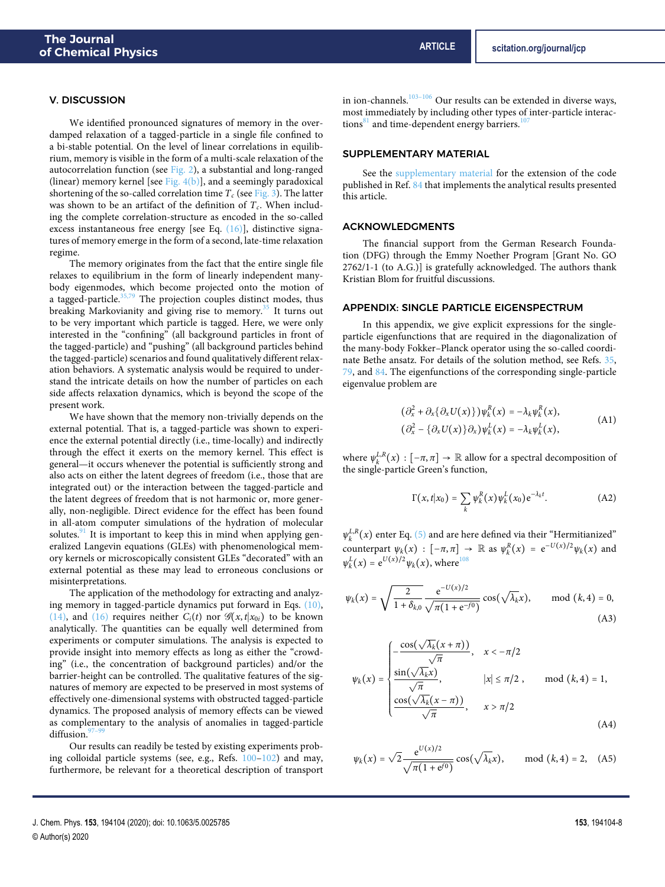## V. DISCUSSION

We identified pronounced signatures of memory in the overdamped relaxation of a tagged-particle in a single file confined to a bi-stable potential. On the level of linear correlations in equilibrium, memory is visible in the form of a multi-scale relaxation of the autocorrelation function (see Fig. 2), a substantial and long-ranged (linear) memory kernel [see Fig. 4(b)], and a seemingly paradoxical shortening of the so-called correlation time $T_c$ (see Fig. 3). The latter was shown to be an artifact of the definition of $T_c$. When including the complete correlation-structure as encoded in the so-called excess instantaneous free energy [see Eq. (16)], distinctive signatures of memory emerge in the form of a second, late-time relaxation regime.

The memory originates from the fact that the entire single file relaxes to equilibrium in the form of linearly independent many-body eigenmodes, which become projected onto the motion of a tagged-particle.[35,79] The projection couples distinct modes, thus breaking Markovianity and giving rise to memory.[35] It turns out to be very important which particle is tagged. Here, we were only interested in the "confining" (all background particles in front of the tagged-particle) and "pushing" (all background particles behind the tagged-particle) scenarios and found qualitatively different relaxation behaviors. A systematic analysis would be required to understand the intricate details on how the number of particles on each side affects relaxation dynamics, which is beyond the scope of the present work.

We have shown that the memory non-trivially depends on the external potential. That is, a tagged-particle was shown to experience the external potential directly (i.e., time-locally) and indirectly through the effect it exerts on the memory kernel. This effect is general—it occurs whenever the potential is sufficiently strong and also acts on either the latent degrees of freedom (i.e., those that are integrated out) or the interaction between the tagged-particle and the latent degrees of freedom that is not harmonic or, more generally, non-negligible. Direct evidence for the effect has been found in all-atom computer simulations of the hydration of molecular solutes.[91] It is important to keep this in mind when applying generalized Langevin equations (GLEs) with phenomenological memory kernels or microscopically consistent GLEs "decorated" with an external potential as these may lead to erroneous conclusions or misinterpretations.

The application of the methodology for extracting and analyzing memory in tagged-particle dynamics put forward in Eqs. (10), (14), and (16) requires neither $C_i(t)$ nor $\mathscr{G}(x,t|x_{0i})$ to be known analytically. The quantities can be equally well determined from experiments or computer simulations. The analysis is expected to provide insight into memory effects as long as either the "crowding" (i.e., the concentration of background particles) and/or the barrier-height can be controlled. The qualitative features of the signatures of memory are expected to be preserved in most systems of effectively one-dimensional systems with obstructed tagged-particle dynamics. The proposed analysis of memory effects can be viewed as complementary to the analysis of anomalies in tagged-particle diffusion.[97–99]

Our results can readily be tested by existing experiments probing colloidal particle systems (see, e.g., Refs. 100–102) and may, furthermore, be relevant for a theoretical description of transport in ion-channels.[103–106] Our results can be extended in diverse ways, most immediately by including other types of inter-particle interactions[81] and time-dependent energy barriers.[107]

## SUPPLEMENTARY MATERIAL

See the supplementary material for the extension of the code published in Ref. 84 that implements the analytical results presented this article.

## ACKNOWLEDGMENTS

The financial support from the German Research Foundation (DFG) through the Emmy Noether Program [Grant No. GO 2762/1-1 (to A.G.)] is gratefully acknowledged. The authors thank Kristian Blom for fruitful discussions.

## APPENDIX: SINGLE PARTICLE EIGENSPECTRUM

In this appendix, we give explicit expressions for the single-particle eigenfunctions that are required in the diagonalization of the many-body Fokker–Planck operator using the so-called coordinate Bethe ansatz. For details of the solution method, see Refs. 35, 79, and 84. The eigenfunctions of the corresponding single-particle eigenvalue problem are

$$
\begin{aligned}
(\partial_x^2 + \partial_x\{\partial_x U(x)\})\psi_k^R(x) &= -\lambda_k \psi_k^R(x),\\
(\partial_x^2 - \{\partial_x U(x)\}\partial_x)\psi_k^L(x) &= -\lambda_k \psi_k^L(x),
\end{aligned}
\tag{A1}
$$

where $\psi_k^{L,R}(x) : [-\pi,\pi] \to \mathbb{R}$ allow for a spectral decomposition of the single-particle Green's function,

$$
\Gamma(x,t|x_0) = \sum_k \psi_k^R(x)\psi_k^L(x_0)\mathrm{e}^{-\lambda_k t}. \tag{A2}
$$

$\psi_k^{L,R}(x)$ enter Eq. (5) and are here defined via their "Hermitianized" counterpart $\psi_k(x) : [-\pi,\pi] \to \mathbb{R}$ as $\psi_k^R(x) = \mathrm{e}^{-U(x)/2}\psi_k(x)$ and $\psi_k^L(x) = \mathrm{e}^{U(x)/2}\psi_k(x)$, where[108]

$$
\psi_k(x) = \sqrt{\frac{2}{1+\delta_{k,0}}}\frac{\mathrm{e}^{-U(x)/2}}{\sqrt{\pi(1+\mathrm{e}^{-f0})}}\cos(\sqrt{\lambda_k}x), \qquad \mathrm{mod}\ (k,4) = 0, \tag{A3}
$$

$$
\psi_k(x) = \begin{cases} -\dfrac{\cos(\sqrt{\lambda_k}(x+\pi))}{\sqrt{\pi}}, & x < -\pi/2\\[2ex] \dfrac{\sin(\sqrt{\lambda_k}x)}{\sqrt{\pi}}, & |x| \le \pi/2\,,\\[2ex] \dfrac{\cos(\sqrt{\lambda_k}(x-\pi))}{\sqrt{\pi}}, & x > \pi/2 \end{cases} \qquad \mathrm{mod}\ (k,4) = 1, \tag{A4}
$$

$$
\psi_k(x) = \sqrt{2}\frac{\mathrm{e}^{U(x)/2}}{\sqrt{\pi(1+\mathrm{e}^{f0})}}\cos(\sqrt{\lambda_k}x), \qquad \mathrm{mod}\ (k,4) = 2, \tag{A5}
$$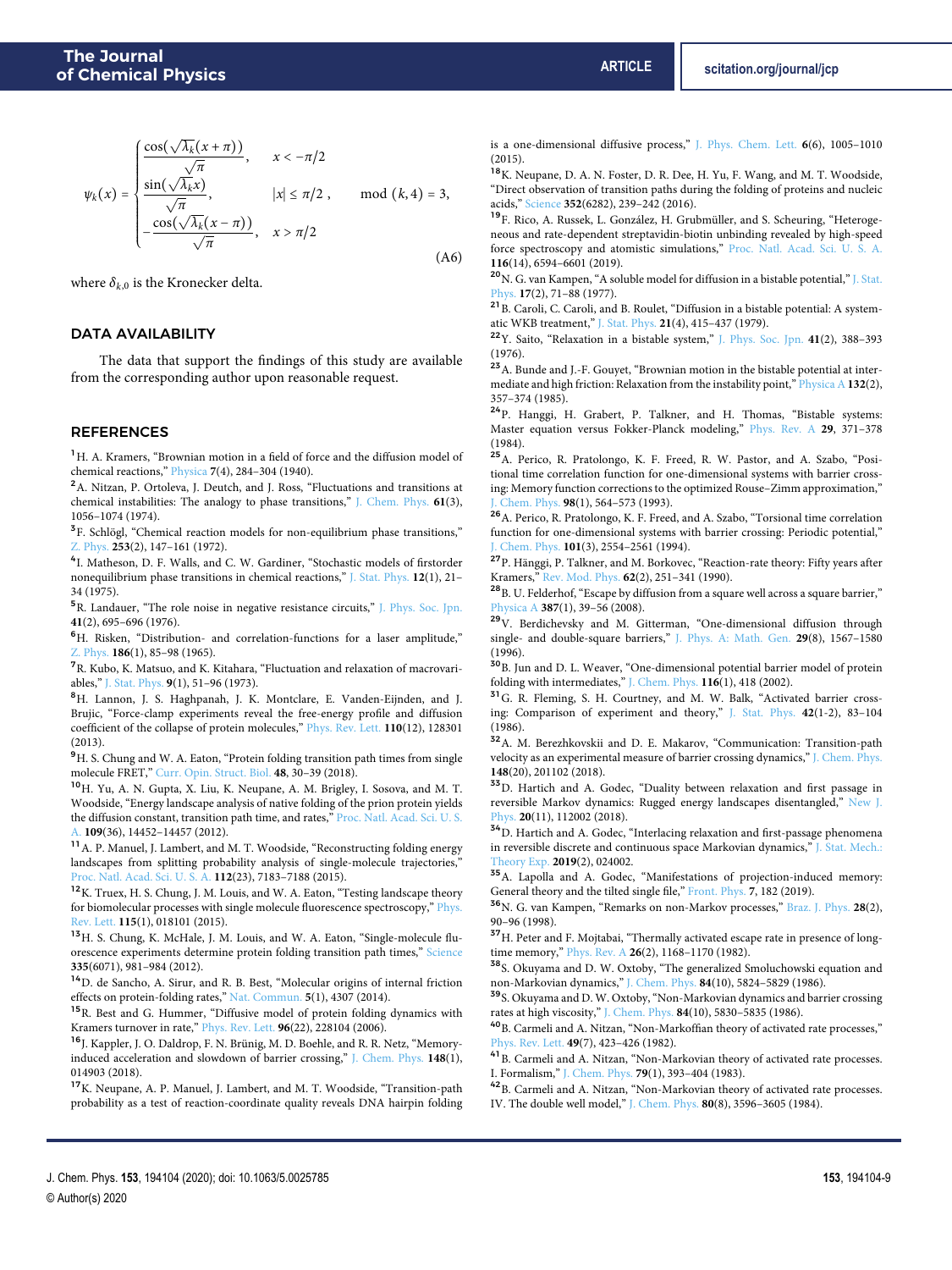$$
\psi_k(x) = \begin{cases} \dfrac{\cos(\sqrt{\lambda_k}(x+\pi))}{\sqrt{\pi}}, & x < -\pi/2 \\ \dfrac{\sin(\sqrt{\lambda_k}x)}{\sqrt{\pi}}, & |x| \leq \pi/2\,, \\ -\dfrac{\cos(\sqrt{\lambda_k}(x-\pi))}{\sqrt{\pi}}, & x > \pi/2 \end{cases} \qquad \text{mod}\,(k,4) = 3,
\tag{A6}
$$

where $\delta_{k,0}$ is the Kronecker delta.

## DATA AVAILABILITY

The data that support the findings of this study are available from the corresponding author upon reasonable request.

## REFERENCES

[1] H. A. Kramers, "Brownian motion in a field of force and the diffusion model of chemical reactions," Physica 7(4), 284–304 (1940).

[2] A. Nitzan, P. Ortoleva, J. Deutch, and J. Ross, "Fluctuations and transitions at chemical instabilities: The analogy to phase transitions," J. Chem. Phys. 61(3), 1056–1074 (1974).

[3] F. Schlögl, "Chemical reaction models for non-equilibrium phase transitions," Z. Phys. 253(2), 147–161 (1972).

[4] I. Matheson, D. F. Walls, and C. W. Gardiner, "Stochastic models of firstorder nonequilibrium phase transitions in chemical reactions," J. Stat. Phys. 12(1), 21–34 (1975).

[5] R. Landauer, "The role noise in negative resistance circuits," J. Phys. Soc. Jpn. 41(2), 695–696 (1976).

[6] H. Risken, "Distribution- and correlation-functions for a laser amplitude," Z. Phys. 186(1), 85–98 (1965).

[7] R. Kubo, K. Matsuo, and K. Kitahara, "Fluctuation and relaxation of macrovariables," J. Stat. Phys. 9(1), 51–96 (1973).

[8] H. Lannon, J. S. Haghpanah, J. K. Montclare, E. Vanden-Eijnden, and J. Brujic, "Force-clamp experiments reveal the free-energy profile and diffusion coefficient of the collapse of protein molecules," Phys. Rev. Lett. 110(12), 128301 (2013).

[9] H. S. Chung and W. A. Eaton, "Protein folding transition path times from single molecule FRET," Curr. Opin. Struct. Biol. 48, 30–39 (2018).

[10] H. Yu, A. N. Gupta, X. Liu, K. Neupane, A. M. Brigley, I. Sosova, and M. T. Woodside, "Energy landscape analysis of native folding of the prion protein yields the diffusion constant, transition path time, and rates," Proc. Natl. Acad. Sci. U. S. A. 109(36), 14452–14457 (2012).

[11] A. P. Manuel, J. Lambert, and M. T. Woodside, "Reconstructing folding energy landscapes from splitting probability analysis of single-molecule trajectories," Proc. Natl. Acad. Sci. U. S. A. 112(23), 7183–7188 (2015).

[12] K. Truex, H. S. Chung, J. M. Louis, and W. A. Eaton, "Testing landscape theory for biomolecular processes with single molecule fluorescence spectroscopy," Phys. Rev. Lett. 115(1), 018101 (2015).

[13] H. S. Chung, K. McHale, J. M. Louis, and W. A. Eaton, "Single-molecule fluorescence experiments determine protein folding transition path times," Science 335(6071), 981–984 (2012).

[14] D. de Sancho, A. Sirur, and R. B. Best, "Molecular origins of internal friction effects on protein-folding rates," Nat. Commun. 5(1), 4307 (2014).

[15] R. Best and G. Hummer, "Diffusive model of protein folding dynamics with Kramers turnover in rate," Phys. Rev. Lett. 96(22), 228104 (2006).

[16] J. Kappler, J. O. Daldrop, F. N. Brünig, M. D. Boehle, and R. R. Netz, "Memory-induced acceleration and slowdown of barrier crossing," J. Chem. Phys. 148(1), 014903 (2018).

[17] K. Neupane, A. P. Manuel, J. Lambert, and M. T. Woodside, "Transition-path probability as a test of reaction-coordinate quality reveals DNA hairpin folding is a one-dimensional diffusive process," J. Phys. Chem. Lett. 6(6), 1005–1010 (2015).

[18] K. Neupane, D. A. N. Foster, D. R. Dee, H. Yu, F. Wang, and M. T. Woodside, "Direct observation of transition paths during the folding of proteins and nucleic acids," Science 352(6282), 239–242 (2016).

[19] F. Rico, A. Russek, L. González, H. Grubmüller, and S. Scheuring, "Heterogeneous and rate-dependent streptavidin-biotin unbinding revealed by high-speed force spectroscopy and atomistic simulations," Proc. Natl. Acad. Sci. U. S. A. 116(14), 6594–6601 (2019).

[20] N. G. van Kampen, "A soluble model for diffusion in a bistable potential," J. Stat. Phys. 17(2), 71–88 (1977).

[21] B. Caroli, C. Caroli, and B. Roulet, "Diffusion in a bistable potential: A systematic WKB treatment," J. Stat. Phys. 21(4), 415–437 (1979).

[22] Y. Saito, "Relaxation in a bistable system," J. Phys. Soc. Jpn. 41(2), 388–393 (1976).

[23] A. Bunde and J.-F. Gouyet, "Brownian motion in the bistable potential at intermediate and high friction: Relaxation from the instability point," Physica A 132(2), 357–374 (1985).

[24] P. Hanggi, H. Grabert, P. Talkner, and H. Thomas, "Bistable systems: Master equation versus Fokker-Planck modeling," Phys. Rev. A 29, 371–378 (1984).

[25] A. Perico, R. Pratolongo, K. F. Freed, R. W. Pastor, and A. Szabo, "Positional time correlation function for one-dimensional systems with barrier crossing: Memory function corrections to the optimized Rouse–Zimm approximation," J. Chem. Phys. 98(1), 564–573 (1993).

[26] A. Perico, R. Pratolongo, K. F. Freed, and A. Szabo, "Torsional time correlation function for one-dimensional systems with barrier crossing: Periodic potential," J. Chem. Phys. 101(3), 2554–2561 (1994).

[27] P. Hänggi, P. Talkner, and M. Borkovec, "Reaction-rate theory: Fifty years after Kramers," Rev. Mod. Phys. 62(2), 251–341 (1990).

[28] B. U. Felderhof, "Escape by diffusion from a square well across a square barrier," Physica A 387(1), 39–56 (2008).

[29] V. Berdichevsky and M. Gitterman, "One-dimensional diffusion through single- and double-square barriers," J. Phys. A: Math. Gen. 29(8), 1567–1580 (1996).

[30] B. Jun and D. L. Weaver, "One-dimensional potential barrier model of protein folding with intermediates," J. Chem. Phys. 116(1), 418 (2002).

[31] G. R. Fleming, S. H. Courtney, and M. W. Balk, "Activated barrier crossing: Comparison of experiment and theory," J. Stat. Phys. 42(1-2), 83–104 (1986).

[32] A. M. Berezhkovskii and D. E. Makarov, "Communication: Transition-path velocity as an experimental measure of barrier crossing dynamics," J. Chem. Phys. 148(20), 201102 (2018).

[33] D. Hartich and A. Godec, "Duality between relaxation and first passage in reversible Markov dynamics: Rugged energy landscapes disentangled," New J. Phys. 20(11), 112002 (2018).

[34] D. Hartich and A. Godec, "Interlacing relaxation and first-passage phenomena in reversible discrete and continuous space Markovian dynamics," J. Stat. Mech.: Theory Exp. 2019(2), 024002.

[35] A. Lapolla and A. Godec, "Manifestations of projection-induced memory: General theory and the tilted single file," Front. Phys. 7, 182 (2019).

[36] N. G. van Kampen, "Remarks on non-Markov processes," Braz. J. Phys. 28(2), 90–96 (1998).

[37] H. Peter and F. Mojtabai, "Thermally activated escape rate in presence of long-time memory," Phys. Rev. A 26(2), 1168–1170 (1982).

[38] S. Okuyama and D. W. Oxtoby, "The generalized Smoluchowski equation and non-Markovian dynamics," J. Chem. Phys. 84(10), 5824–5829 (1986).

[39] S. Okuyama and D. W. Oxtoby, "Non-Markovian dynamics and barrier crossing rates at high viscosity," J. Chem. Phys. 84(10), 5830–5835 (1986).

[40] B. Carmeli and A. Nitzan, "Non-Markoffian theory of activated rate processes," Phys. Rev. Lett. 49(7), 423–426 (1982).

[41] B. Carmeli and A. Nitzan, "Non-Markovian theory of activated rate processes. I. Formalism," J. Chem. Phys. 79(1), 393–404 (1983).

[42] B. Carmeli and A. Nitzan, "Non-Markovian theory of activated rate processes. IV. The double well model," J. Chem. Phys. 80(8), 3596–3605 (1984).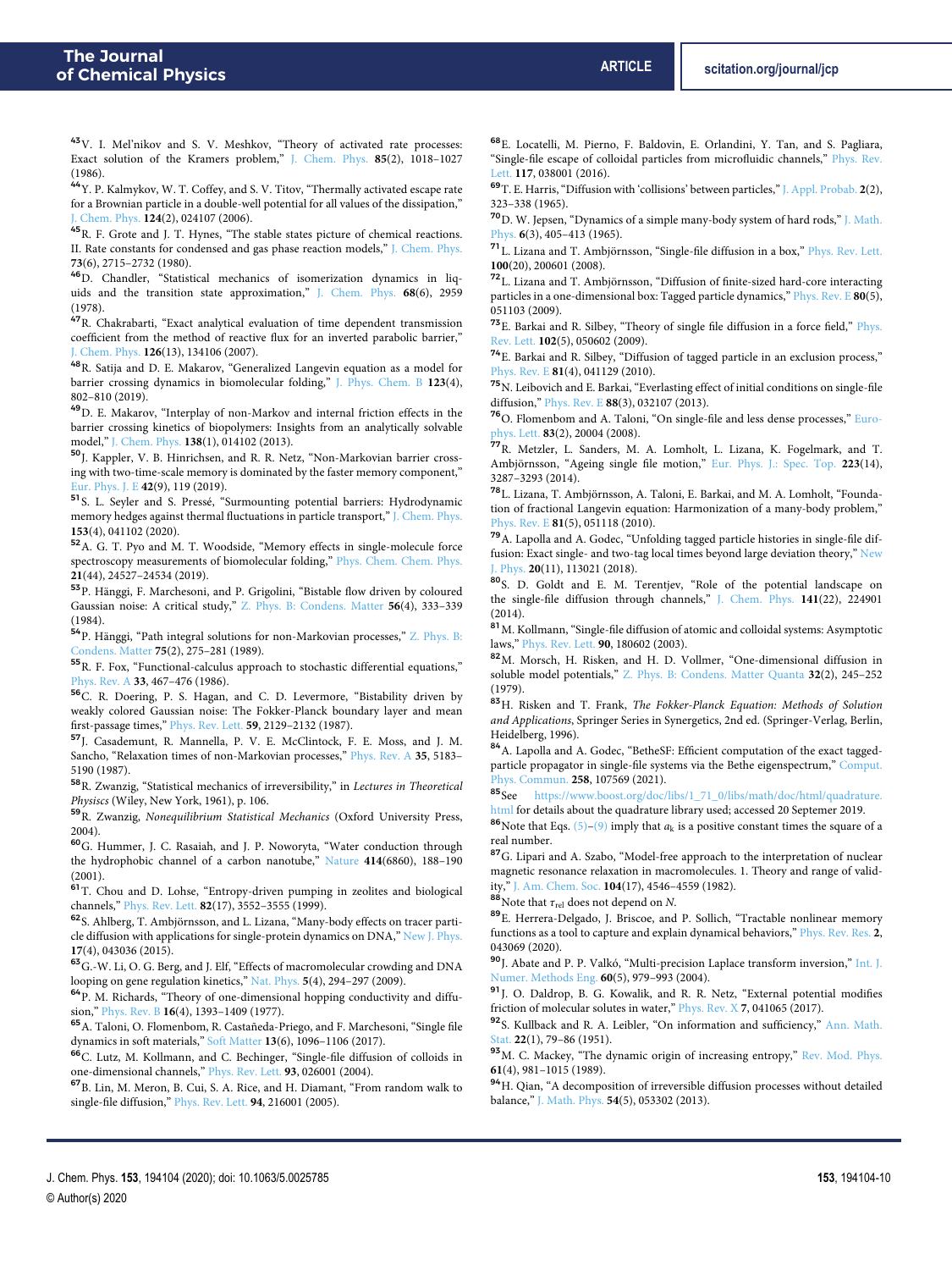[43] V. I. Mel'nikov and S. V. Meshkov, "Theory of activated rate processes: Exact solution of the Kramers problem," J. Chem. Phys. **85**(2), 1018–1027 (1986).

[44] Y. P. Kalmykov, W. T. Coffey, and S. V. Titov, "Thermally activated escape rate for a Brownian particle in a double-well potential for all values of the dissipation," J. Chem. Phys. **124**(2), 024107 (2006).

[45] R. F. Grote and J. T. Hynes, "The stable states picture of chemical reactions. II. Rate constants for condensed and gas phase reaction models," J. Chem. Phys. **73**(6), 2715–2732 (1980).

[46] D. Chandler, "Statistical mechanics of isomerization dynamics in liquids and the transition state approximation," J. Chem. Phys. **68**(6), 2959 (1978).

[47] R. Chakrabarti, "Exact analytical evaluation of time dependent transmission coefficient from the method of reactive flux for an inverted parabolic barrier," J. Chem. Phys. **126**(13), 134106 (2007).

[48] R. Satija and D. E. Makarov, "Generalized Langevin equation as a model for barrier crossing dynamics in biomolecular folding," J. Phys. Chem. B **123**(4), 802–810 (2019).

[49] D. E. Makarov, "Interplay of non-Markov and internal friction effects in the barrier crossing kinetics of biopolymers: Insights from an analytically solvable model," J. Chem. Phys. **138**(1), 014102 (2013).

[50] J. Kappler, V. B. Hinrichsen, and R. R. Netz, "Non-Markovian barrier crossing with two-time-scale memory is dominated by the faster memory component," Eur. Phys. J. E **42**(9), 119 (2019).

[51] S. L. Seyler and S. Pressé, "Surmounting potential barriers: Hydrodynamic memory hedges against thermal fluctuations in particle transport," J. Chem. Phys. **153**(4), 041102 (2020).

[52] A. G. T. Pyo and M. T. Woodside, "Memory effects in single-molecule force spectroscopy measurements of biomolecular folding," Phys. Chem. Chem. Phys. **21**(44), 24527–24534 (2019).

[53] P. Hänggi, F. Marchesoni, and P. Grigolini, "Bistable flow driven by coloured Gaussian noise: A critical study," Z. Phys. B: Condens. Matter **56**(4), 333–339 (1984).

[54] P. Hänggi, "Path integral solutions for non-Markovian processes," Z. Phys. B: Condens. Matter **75**(2), 275–281 (1989).

[55] R. F. Fox, "Functional-calculus approach to stochastic differential equations," Phys. Rev. A **33**, 467–476 (1986).

[56] C. R. Doering, P. S. Hagan, and C. D. Levermore, "Bistability driven by weakly colored Gaussian noise: The Fokker-Planck boundary layer and mean first-passage times," Phys. Rev. Lett. **59**, 2129–2132 (1987).

[57] J. Casademunt, R. Mannella, P. V. E. McClintock, F. E. Moss, and J. M. Sancho, "Relaxation times of non-Markovian processes," Phys. Rev. A **35**, 5183–5190 (1987).

[58] R. Zwanzig, "Statistical mechanics of irreversibility," in *Lectures in Theoretical Physics* (Wiley, New York, 1961), p. 106.

[59] R. Zwanzig, *Nonequilibrium Statistical Mechanics* (Oxford University Press, 2004).

[60] G. Hummer, J. C. Rasaiah, and J. P. Noworyta, "Water conduction through the hydrophobic channel of a carbon nanotube," Nature **414**(6860), 188–190 (2001).

[61] T. Chou and D. Lohse, "Entropy-driven pumping in zeolites and biological channels," Phys. Rev. Lett. **82**(17), 3552–3555 (1999).

[62] S. Ahlberg, T. Ambjörnsson, and L. Lizana, "Many-body effects on tracer particle diffusion with applications for single-protein dynamics on DNA," New J. Phys. **17**(4), 043036 (2015).

[63] G.-W. Li, O. G. Berg, and J. Elf, "Effects of macromolecular crowding and DNA looping on gene regulation kinetics," Nat. Phys. **5**(4), 294–297 (2009).

[64] P. M. Richards, "Theory of one-dimensional hopping conductivity and diffusion," Phys. Rev. B **16**(4), 1393–1409 (1977).

[65] A. Taloni, O. Flomenbom, R. Castañeda-Priego, and F. Marchesoni, "Single file dynamics in soft materials," Soft Matter **13**(6), 1096–1106 (2017).

[66] C. Lutz, M. Kollmann, and C. Bechinger, "Single-file diffusion of colloids in one-dimensional channels," Phys. Rev. Lett. **93**, 026001 (2004).

[67] B. Lin, M. Meron, B. Cui, S. A. Rice, and H. Diamant, "From random walk to single-file diffusion," Phys. Rev. Lett. **94**, 216001 (2005).

[68] E. Locatelli, M. Pierno, F. Baldovin, E. Orlandini, Y. Tan, and S. Pagliara, "Single-file escape of colloidal particles from microfluidic channels," Phys. Rev. Lett. **117**, 038001 (2016).

[69] T. E. Harris, "Diffusion with 'collisions' between particles," J. Appl. Probab. **2**(2), 323–338 (1965).

[70] D. W. Jepsen, "Dynamics of a simple many-body system of hard rods," J. Math. Phys. **6**(3), 405–413 (1965).

[71] L. Lizana and T. Ambjörnsson, "Single-file diffusion in a box," Phys. Rev. Lett. **100**(20), 200601 (2008).

[72] L. Lizana and T. Ambjörnsson, "Diffusion of finite-sized hard-core interacting particles in a one-dimensional box: Tagged particle dynamics," Phys. Rev. E **80**(5), 051103 (2009).

[73] E. Barkai and R. Silbey, "Theory of single file diffusion in a force field," Phys. Rev. Lett. **102**(5), 050602 (2009).

[74] E. Barkai and R. Silbey, "Diffusion of tagged particle in an exclusion process," Phys. Rev. E **81**(4), 041129 (2010).

[75] N. Leibovich and E. Barkai, "Everlasting effect of initial conditions on single-file diffusion," Phys. Rev. E **88**(3), 032107 (2013).

[76] O. Flomenbom and A. Taloni, "On single-file and less dense processes," Europhys. Lett. **83**(2), 20004 (2008).

[77] R. Metzler, L. Sanders, M. A. Lomholt, L. Lizana, K. Fogelmark, and T. Ambjörnsson, "Ageing single file motion," Eur. Phys. J.: Spec. Top. **223**(14), 3287–3293 (2014).

[78] L. Lizana, T. Ambjörnsson, A. Taloni, E. Barkai, and M. A. Lomholt, "Foundation of fractional Langevin equation: Harmonization of a many-body problem," Phys. Rev. E **81**(5), 051118 (2010).

[79] A. Lapolla and A. Godec, "Unfolding tagged particle histories in single-file diffusion: Exact single- and two-tag local times beyond large deviation theory," New J. Phys. **20**(11), 113021 (2018).

[80] S. D. Goldt and E. M. Terentjev, "Role of the potential landscape on the single-file diffusion through channels," J. Chem. Phys. **141**(22), 224901 (2014).

[81] M. Kollmann, "Single-file diffusion of atomic and colloidal systems: Asymptotic laws," Phys. Rev. Lett. **90**, 180602 (2003).

[82] M. Morsch, H. Risken, and H. D. Vollmer, "One-dimensional diffusion in soluble model potentials," Z. Phys. B: Condens. Matter Quanta **32**(2), 245–252 (1979).

[83] H. Risken and T. Frank, *The Fokker-Planck Equation: Methods of Solution and Applications*, Springer Series in Synergetics, 2nd ed. (Springer-Verlag, Berlin, Heidelberg, 1996).

[84] A. Lapolla and A. Godec, "BetheSF: Efficient computation of the exact tagged-particle propagator in single-file systems via the Bethe eigenspectrum," Comput. Phys. Commun. **258**, 107569 (2021).

[85] See https://www.boost.org/doc/libs/1_71_0/libs/math/doc/html/quadrature.html for details about the quadrature library used; accessed 20 September 2019.

[86] Note that Eqs. (5)–(9) imply that $a_k$ is a positive constant times the square of a real number.

[87] G. Lipari and A. Szabo, "Model-free approach to the interpretation of nuclear magnetic resonance relaxation in macromolecules. 1. Theory and range of validity," J. Am. Chem. Soc. **104**(17), 4546–4559 (1982).

[88] Note that $\tau_{rel}$ does not depend on $N$.

[89] E. Herrera-Delgado, J. Briscoe, and P. Sollich, "Tractable nonlinear memory functions as a tool to capture and explain dynamical behaviors," Phys. Rev. Res. **2**, 043069 (2020).

[90] J. Abate and P. P. Valkó, "Multi-precision Laplace transform inversion," Int. J. Numer. Methods Eng. **60**(5), 979–993 (2004).

[91] J. O. Daldrop, B. G. Kowalik, and R. R. Netz, "External potential modifies friction of molecular solutes in water," Phys. Rev. X **7**, 041065 (2017).

[92] S. Kullback and R. A. Leibler, "On information and sufficiency," Ann. Math. Stat. **22**(1), 79–86 (1951).

[93] M. C. Mackey, "The dynamic origin of increasing entropy," Rev. Mod. Phys. **61**(4), 981–1015 (1989).

[94] H. Qian, "A decomposition of irreversible diffusion processes without detailed balance," J. Math. Phys. **54**(5), 053302 (2013).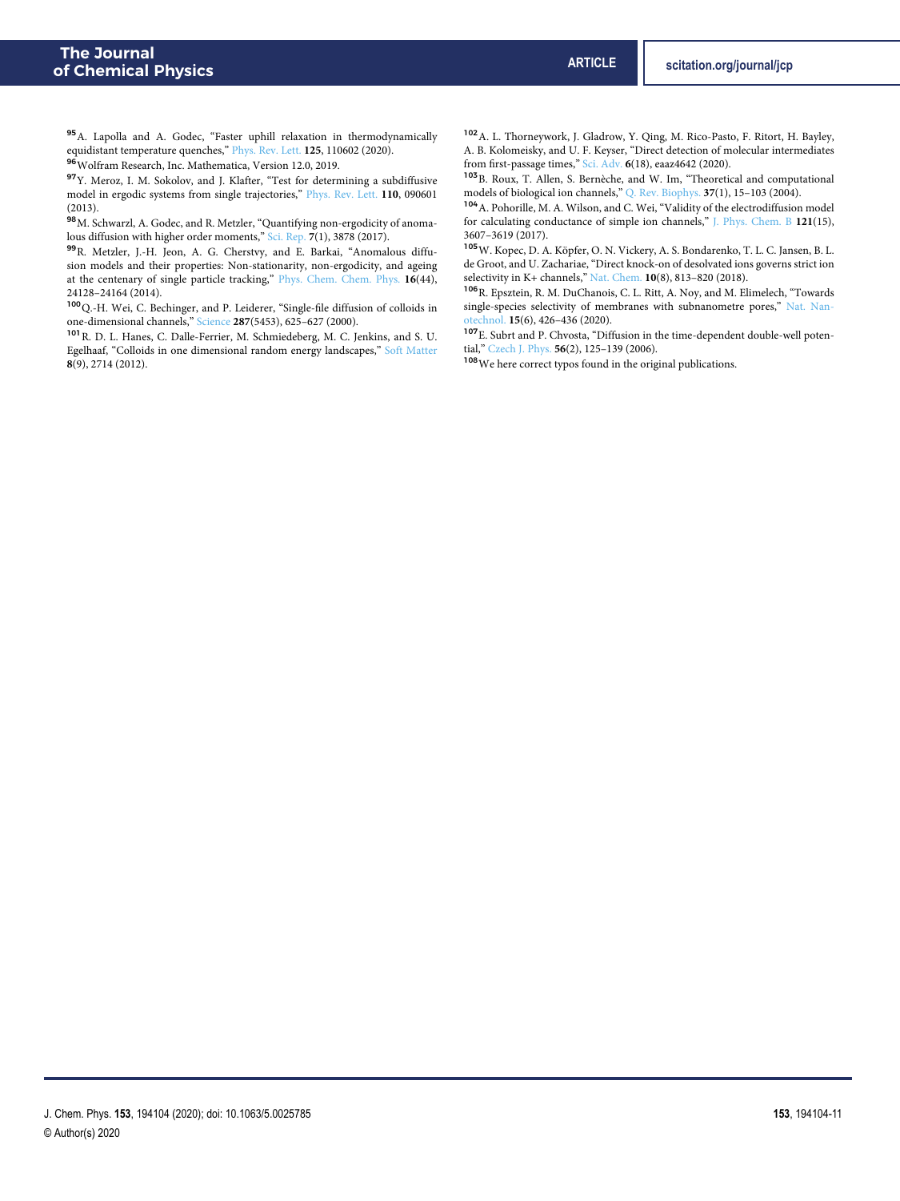[95] A. Lapolla and A. Godec, "Faster uphill relaxation in thermodynamically equidistant temperature quenches," Phys. Rev. Lett. **125**, 110602 (2020).

[96] Wolfram Research, Inc. Mathematica, Version 12.0, 2019.

[97] Y. Meroz, I. M. Sokolov, and J. Klafter, "Test for determining a subdiffusive model in ergodic systems from single trajectories," Phys. Rev. Lett. **110**, 090601 (2013).

[98] M. Schwarzl, A. Godec, and R. Metzler, "Quantifying non-ergodicity of anomalous diffusion with higher order moments," Sci. Rep. **7**(1), 3878 (2017).

[99] R. Metzler, J.-H. Jeon, A. G. Cherstvy, and E. Barkai, "Anomalous diffusion models and their properties: Non-stationarity, non-ergodicity, and ageing at the centenary of single particle tracking," Phys. Chem. Chem. Phys. **16**(44), 24128–24164 (2014).

[100] Q.-H. Wei, C. Bechinger, and P. Leiderer, "Single-file diffusion of colloids in one-dimensional channels," Science **287**(5453), 625–627 (2000).

[101] R. D. L. Hanes, C. Dalle-Ferrier, M. Schmiedeberg, M. C. Jenkins, and S. U. Egelhaaf, "Colloids in one dimensional random energy landscapes," Soft Matter **8**(9), 2714 (2012).

[102] A. L. Thorneywork, J. Gladrow, Y. Qing, M. Rico-Pasto, F. Ritort, H. Bayley, A. B. Kolomeisky, and U. F. Keyser, "Direct detection of molecular intermediates from first-passage times," Sci. Adv. **6**(18), eaaz4642 (2020).

[103] B. Roux, T. Allen, S. Bernèche, and W. Im, "Theoretical and computational models of biological ion channels," Q. Rev. Biophys. **37**(1), 15–103 (2004).

[104] A. Pohorille, M. A. Wilson, and C. Wei, "Validity of the electrodiffusion model for calculating conductance of simple ion channels," J. Phys. Chem. B **121**(15), 3607–3619 (2017).

[105] W. Kopec, D. A. Köpfer, O. N. Vickery, A. S. Bondarenko, T. L. C. Jansen, B. L. de Groot, and U. Zachariae, "Direct knock-on of desolvated ions governs strict ion selectivity in K+ channels," Nat. Chem. **10**(8), 813–820 (2018).

[106] R. Epsztein, R. M. DuChanois, C. L. Ritt, A. Noy, and M. Elimelech, "Towards single-species selectivity of membranes with subnanometre pores," Nat. Nanotechnol. **15**(6), 426–436 (2020).

[107] E. Subrt and P. Chvosta, "Diffusion in the time-dependent double-well potential," Czech J. Phys. **56**(2), 125–139 (2006).

[108] We here correct typos found in the original publications.